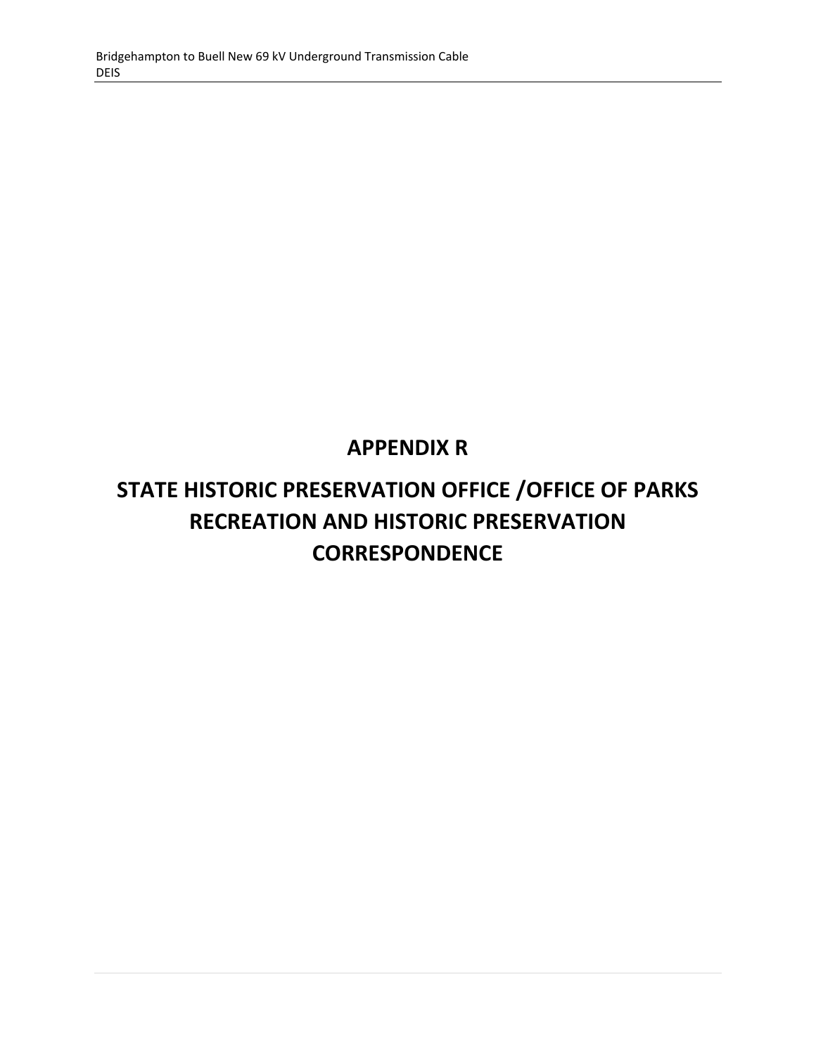# APPENDIX R

# STATE HISTORIC PRESERVATION OFFICE /OFFICE OF PARKS RECREATION AND HISTORIC PRESERVATION CORRESPONDENCE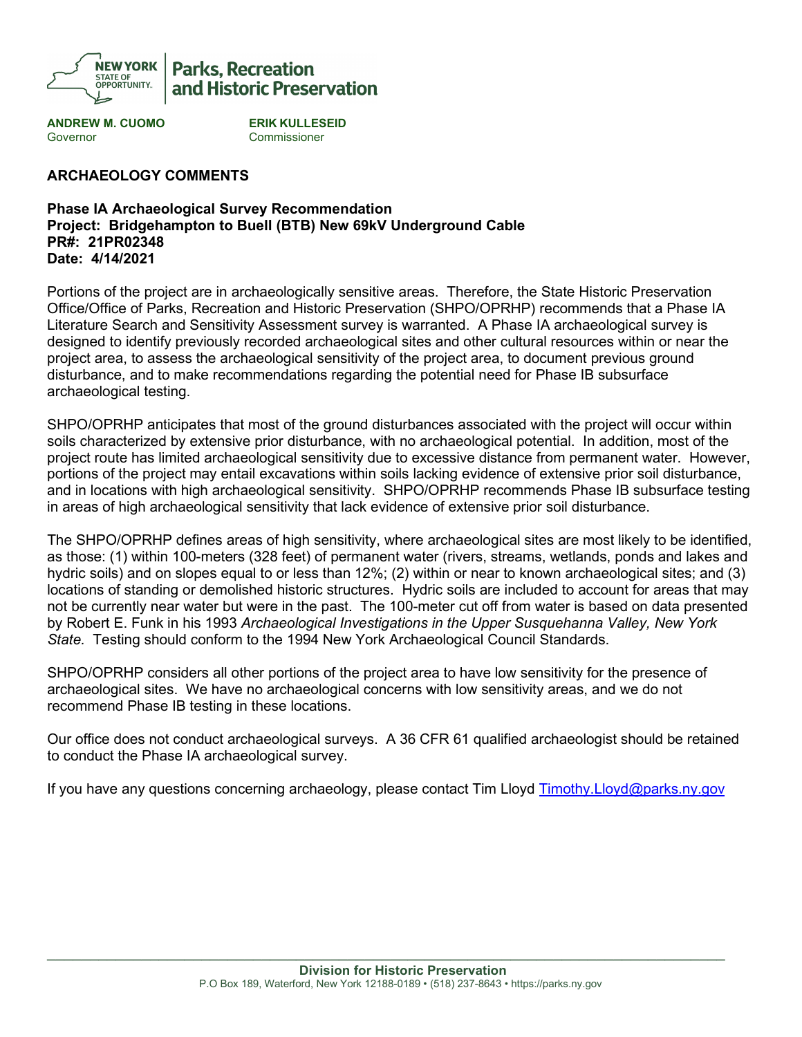**ANDREW M. CUOMO**
Governor

**ERIK KULLESEID**
Commissioner

## ARCHAEOLOGY COMMENTS

**Phase IA Archaeological Survey Recommendation**
**Project: Bridgehampton to Buell (BTB) New 69kV Underground Cable**
**PR#: 21PR02348**
**Date: 4/14/2021**

Portions of the project are in archaeologically sensitive areas. Therefore, the State Historic Preservation Office/Office of Parks, Recreation and Historic Preservation (SHPO/OPRHP) recommends that a Phase IA Literature Search and Sensitivity Assessment survey is warranted. A Phase IA archaeological survey is designed to identify previously recorded archaeological sites and other cultural resources within or near the project area, to assess the archaeological sensitivity of the project area, to document previous ground disturbance, and to make recommendations regarding the potential need for Phase IB subsurface archaeological testing.

SHPO/OPRHP anticipates that most of the ground disturbances associated with the project will occur within soils characterized by extensive prior disturbance, with no archaeological potential. In addition, most of the project route has limited archaeological sensitivity due to excessive distance from permanent water. However, portions of the project may entail excavations within soils lacking evidence of extensive prior soil disturbance, and in locations with high archaeological sensitivity. SHPO/OPRHP recommends Phase IB subsurface testing in areas of high archaeological sensitivity that lack evidence of extensive prior soil disturbance.

The SHPO/OPRHP defines areas of high sensitivity, where archaeological sites are most likely to be identified, as those: (1) within 100-meters (328 feet) of permanent water (rivers, streams, wetlands, ponds and lakes and hydric soils) and on slopes equal to or less than 12%; (2) within or near to known archaeological sites; and (3) locations of standing or demolished historic structures. Hydric soils are included to account for areas that may not be currently near water but were in the past. The 100-meter cut off from water is based on data presented by Robert E. Funk in his 1993 *Archaeological Investigations in the Upper Susquehanna Valley, New York State.* Testing should conform to the 1994 New York Archaeological Council Standards.

SHPO/OPRHP considers all other portions of the project area to have low sensitivity for the presence of archaeological sites. We have no archaeological concerns with low sensitivity areas, and we do not recommend Phase IB testing in these locations.

Our office does not conduct archaeological surveys. A 36 CFR 61 qualified archaeologist should be retained to conduct the Phase IA archaeological survey.

If you have any questions concerning archaeology, please contact Tim Lloyd Timothy.Lloyd@parks.ny.gov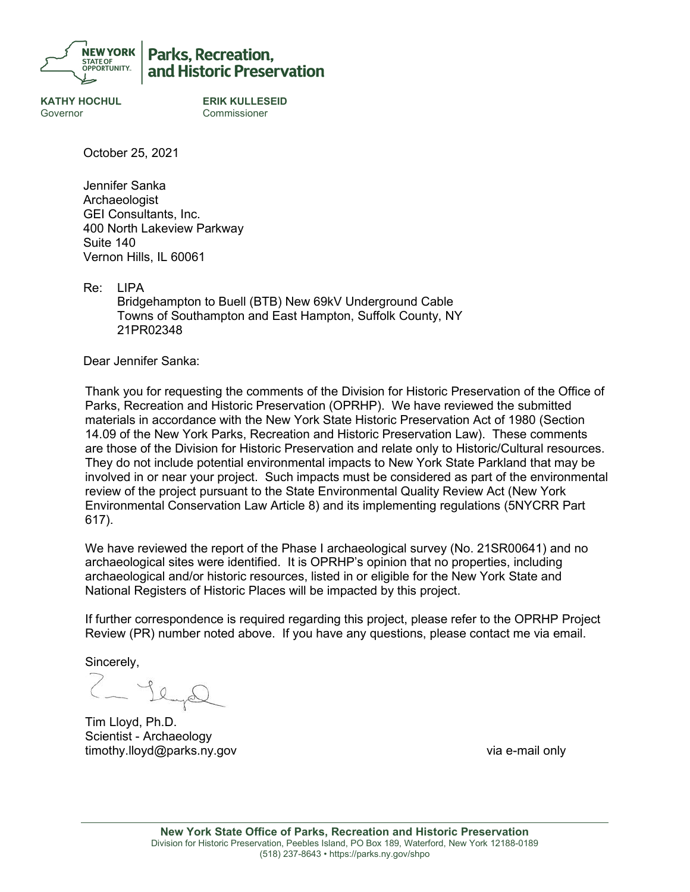NEW YORK STATE OF OPPORTUNITY. | Parks, Recreation, and Historic Preservation

**KATHY HOCHUL**
Governor

**ERIK KULLESEID**
Commissioner

October 25, 2021

Jennifer Sanka
Archaeologist
GEI Consultants, Inc.
400 North Lakeview Parkway
Suite 140
Vernon Hills, IL 60061

Re: LIPA
Bridgehampton to Buell (BTB) New 69kV Underground Cable
Towns of Southampton and East Hampton, Suffolk County, NY
21PR02348

Dear Jennifer Sanka:

Thank you for requesting the comments of the Division for Historic Preservation of the Office of Parks, Recreation and Historic Preservation (OPRHP). We have reviewed the submitted materials in accordance with the New York State Historic Preservation Act of 1980 (Section 14.09 of the New York Parks, Recreation and Historic Preservation Law). These comments are those of the Division for Historic Preservation and relate only to Historic/Cultural resources. They do not include potential environmental impacts to New York State Parkland that may be involved in or near your project. Such impacts must be considered as part of the environmental review of the project pursuant to the State Environmental Quality Review Act (New York Environmental Conservation Law Article 8) and its implementing regulations (5NYCRR Part 617).

We have reviewed the report of the Phase I archaeological survey (No. 21SR00641) and no archaeological sites were identified. It is OPRHP's opinion that no properties, including archaeological and/or historic resources, listed in or eligible for the New York State and National Registers of Historic Places will be impacted by this project.

If further correspondence is required regarding this project, please refer to the OPRHP Project Review (PR) number noted above. If you have any questions, please contact me via email.

Sincerely,

Tim Lloyd, Ph.D.
Scientist - Archaeology
timothy.lloyd@parks.ny.gov

via e-mail only

**New York State Office of Parks, Recreation and Historic Preservation**
Division for Historic Preservation, Peebles Island, PO Box 189, Waterford, New York 12188-0189
(518) 237-8643 • https://parks.ny.gov/shpo